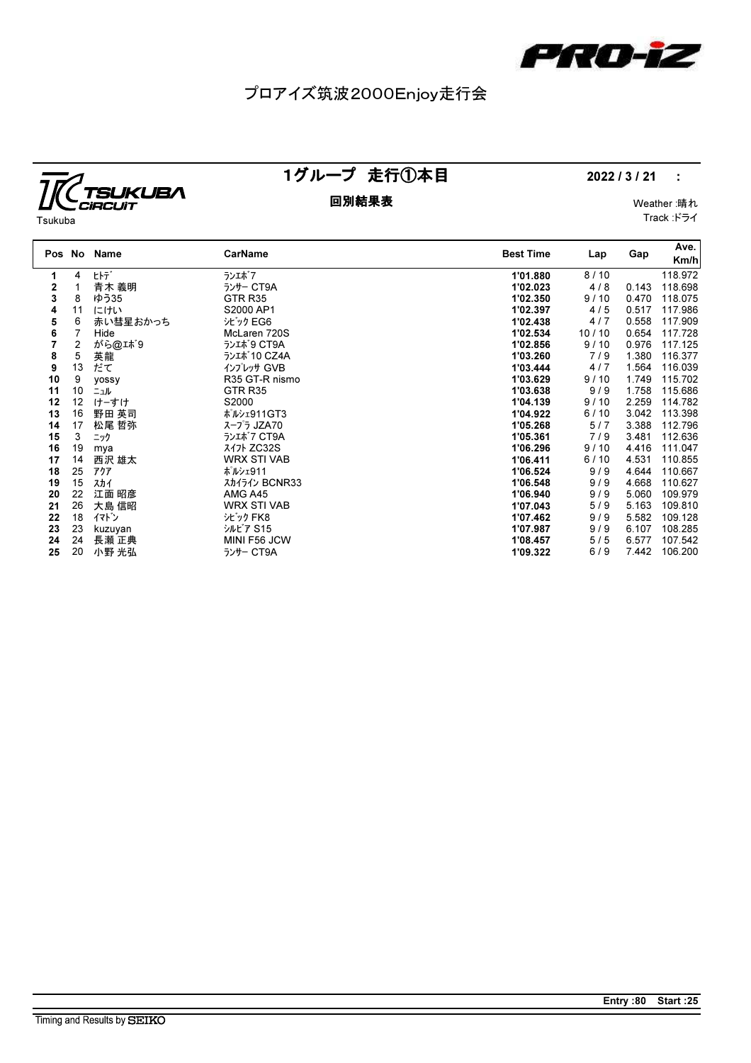PRO-iZ

# プロアイズ筑波2000Enjoy走行会

TSUKUBA CiRCUiT
Tsukuba

## 1グループ　走行①本目

**回別結果表**

**2022 / 3 / 21　:**

Weather :晴れ
Track :ドライ

| Pos | No | Name | CarName | Best Time | Lap | Gap | Ave. Km/h |
|---|---|---|---|---|---|---|---|
| 1 | 4 | ﾋﾄﾃﾞ | ﾗﾝｴﾎﾞ7 | 1'01.880 | 8 / 10 | | 118.972 |
| 2 | 1 | 青木 義明 | ﾗﾝｻｰ CT9A | 1'02.023 | 4 / 8 | 0.143 | 118.698 |
| 3 | 8 | ゆう35 | GTR R35 | 1'02.350 | 9 / 10 | 0.470 | 118.075 |
| 4 | 11 | にけい | S2000 AP1 | 1'02.397 | 4 / 5 | 0.517 | 117.986 |
| 5 | 6 | 赤い彗星おかっち | ｼﾋﾞｯｸ EG6 | 1'02.438 | 4 / 7 | 0.558 | 117.909 |
| 6 | 7 | Hide | McLaren 720S | 1'02.534 | 10 / 10 | 0.654 | 117.728 |
| 7 | 2 | がら@ｴﾎﾞ9 | ﾗﾝｴﾎﾞ9 CT9A | 1'02.856 | 9 / 10 | 0.976 | 117.125 |
| 8 | 5 | 英龍 | ﾗﾝｴﾎﾞ10 CZ4A | 1'03.260 | 7 / 9 | 1.380 | 116.377 |
| 9 | 13 | だて | ｲﾝﾌﾟﾚｯｻ GVB | 1'03.444 | 4 / 7 | 1.564 | 116.039 |
| 10 | 9 | yossy | R35 GT-R nismo | 1'03.629 | 9 / 10 | 1.749 | 115.702 |
| 11 | 10 | ﾆｭﾙ | GTR R35 | 1'03.638 | 9 / 9 | 1.758 | 115.686 |
| 12 | 12 | けーすけ | S2000 | 1'04.139 | 9 / 10 | 2.259 | 114.782 |
| 13 | 16 | 野田 英司 | ﾎﾟﾙｼｪ911GT3 | 1'04.922 | 6 / 10 | 3.042 | 113.398 |
| 14 | 17 | 松尾 哲弥 | ｽｰﾌﾟﾗ JZA70 | 1'05.268 | 5 / 7 | 3.388 | 112.796 |
| 15 | 3 | ﾆｯｸ | ﾗﾝｴﾎﾞ7 CT9A | 1'05.361 | 7 / 9 | 3.481 | 112.636 |
| 16 | 19 | mya | ｽｲﾌﾄ ZC32S | 1'06.296 | 9 / 10 | 4.416 | 111.047 |
| 17 | 14 | 西沢 雄太 | WRX STI VAB | 1'06.411 | 6 / 10 | 4.531 | 110.855 |
| 18 | 25 | ｱｸｱ | ﾎﾟﾙｼｪ911 | 1'06.524 | 9 / 9 | 4.644 | 110.667 |
| 19 | 15 | ｽｶｲ | ｽｶｲﾗｲﾝ BCNR33 | 1'06.548 | 9 / 9 | 4.668 | 110.627 |
| 20 | 22 | 江面 昭彦 | AMG A45 | 1'06.940 | 9 / 9 | 5.060 | 109.979 |
| 21 | 26 | 大島 信昭 | WRX STI VAB | 1'07.043 | 5 / 9 | 5.163 | 109.810 |
| 22 | 18 | ｲﾏﾄﾞﾝ | ｼﾋﾞｯｸ FK8 | 1'07.462 | 9 / 9 | 5.582 | 109.128 |
| 23 | 23 | kuzuyan | ｼﾙﾋﾞｱ S15 | 1'07.987 | 9 / 9 | 6.107 | 108.285 |
| 24 | 24 | 長瀬 正典 | MINI F56 JCW | 1'08.457 | 5 / 5 | 6.577 | 107.542 |
| 25 | 20 | 小野 光弘 | ﾗﾝｻｰ CT9A | 1'09.322 | 6 / 9 | 7.442 | 106.200 |

**Entry :80　Start :25**

Timing and Results by SEIKO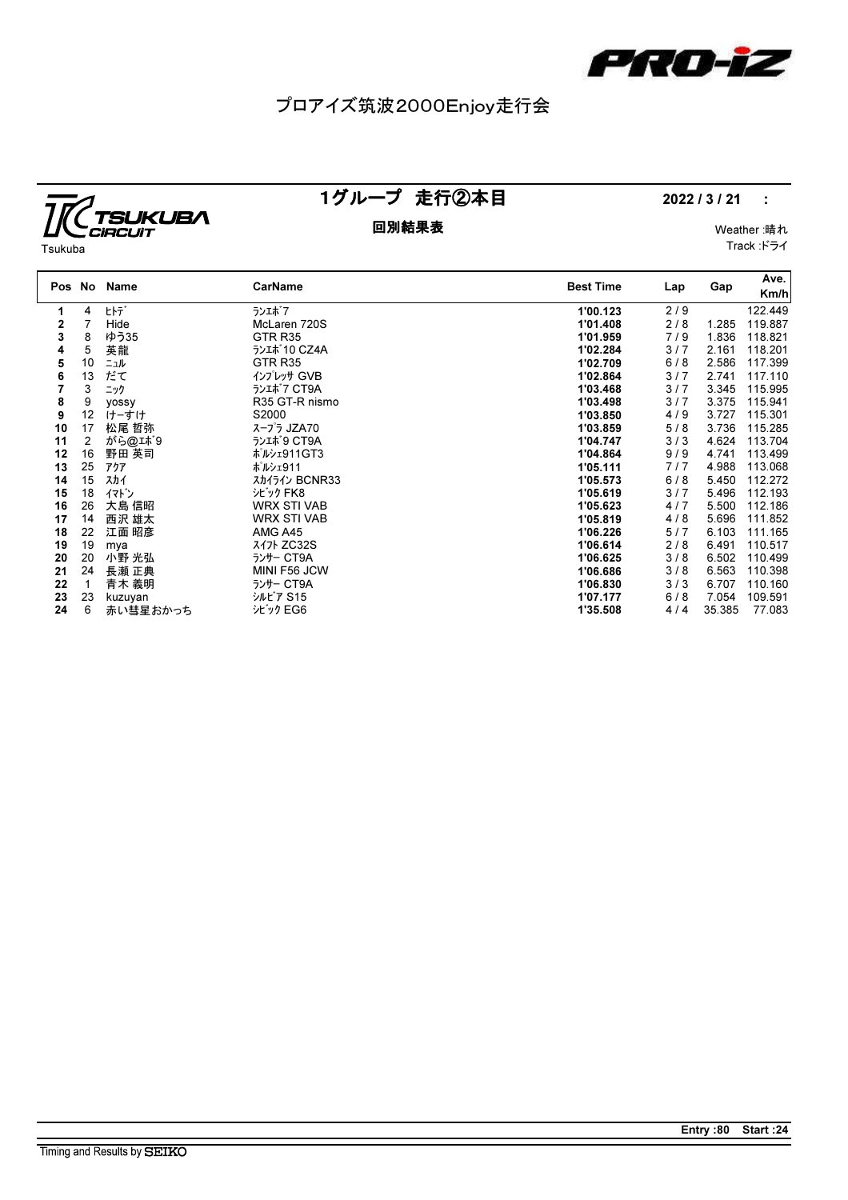# プロアイズ筑波2000Enjoy走行会

Tsukuba

## 1グループ　走行②本目

**2022 / 3 / 21　:**

### 回別結果表

Weather :晴れ
Track :ドライ

| Pos | No | Name | CarName | Best Time | Lap | Gap | Ave. Km/h |
|---|---|---|---|---|---|---|---|
| **1** | 4 | ﾋﾄﾃﾞ | ﾗﾝｴﾎﾞ7 | **1'00.123** | 2 / 9 | | 122.449 |
| **2** | 7 | Hide | McLaren 720S | **1'01.408** | 2 / 8 | 1.285 | 119.887 |
| **3** | 8 | ゆう35 | GTR R35 | **1'01.959** | 7 / 9 | 1.836 | 118.821 |
| **4** | 5 | 英龍 | ﾗﾝｴﾎﾞ10 CZ4A | **1'02.284** | 3 / 7 | 2.161 | 118.201 |
| **5** | 10 | ﾆｭﾙ | GTR R35 | **1'02.709** | 6 / 8 | 2.586 | 117.399 |
| **6** | 13 | だて | ｲﾝﾌﾟﾚｯｻ GVB | **1'02.864** | 3 / 7 | 2.741 | 117.110 |
| **7** | 3 | ﾆｯｸ | ﾗﾝｴﾎﾞ7 CT9A | **1'03.468** | 3 / 7 | 3.345 | 115.995 |
| **8** | 9 | yossy | R35 GT-R nismo | **1'03.498** | 3 / 7 | 3.375 | 115.941 |
| **9** | 12 | けーすけ | S2000 | **1'03.850** | 4 / 9 | 3.727 | 115.301 |
| **10** | 17 | 松尾 哲弥 | ｽｰﾌﾟﾗ JZA70 | **1'03.859** | 5 / 8 | 3.736 | 115.285 |
| **11** | 2 | がら@ｴﾎﾞ9 | ﾗﾝｴﾎﾞ9 CT9A | **1'04.747** | 3 / 3 | 4.624 | 113.704 |
| **12** | 16 | 野田 英司 | ﾎﾟﾙｼｪ911GT3 | **1'04.864** | 9 / 9 | 4.741 | 113.499 |
| **13** | 25 | ｱｸｱ | ﾎﾟﾙｼｪ911 | **1'05.111** | 7 / 7 | 4.988 | 113.068 |
| **14** | 15 | ｽｶｲ | ｽｶｲﾗｲﾝ BCNR33 | **1'05.573** | 6 / 8 | 5.450 | 112.272 |
| **15** | 18 | ｲﾏﾄﾞﾝ | ｼﾋﾞｯｸ FK8 | **1'05.619** | 3 / 7 | 5.496 | 112.193 |
| **16** | 26 | 大島 信昭 | WRX STI VAB | **1'05.623** | 4 / 7 | 5.500 | 112.186 |
| **17** | 14 | 西沢 雄太 | WRX STI VAB | **1'05.819** | 4 / 8 | 5.696 | 111.852 |
| **18** | 22 | 江面 昭彦 | AMG A45 | **1'06.226** | 5 / 7 | 6.103 | 111.165 |
| **19** | 19 | mya | ｽｲﾌﾄ ZC32S | **1'06.614** | 2 / 8 | 6.491 | 110.517 |
| **20** | 20 | 小野 光弘 | ﾗﾝｻｰ CT9A | **1'06.625** | 3 / 8 | 6.502 | 110.499 |
| **21** | 24 | 長瀬 正典 | MINI F56 JCW | **1'06.686** | 3 / 8 | 6.563 | 110.398 |
| **22** | 1 | 青木 義明 | ﾗﾝｻｰ CT9A | **1'06.830** | 3 / 3 | 6.707 | 110.160 |
| **23** | 23 | kuzuyan | ｼﾙﾋﾞｱ S15 | **1'07.177** | 6 / 8 | 7.054 | 109.591 |
| **24** | 6 | 赤い彗星おかっち | ｼﾋﾞｯｸ EG6 | **1'35.508** | 4 / 4 | 35.385 | 77.083 |

**Entry :80　Start :24**

Timing and Results by SEIKO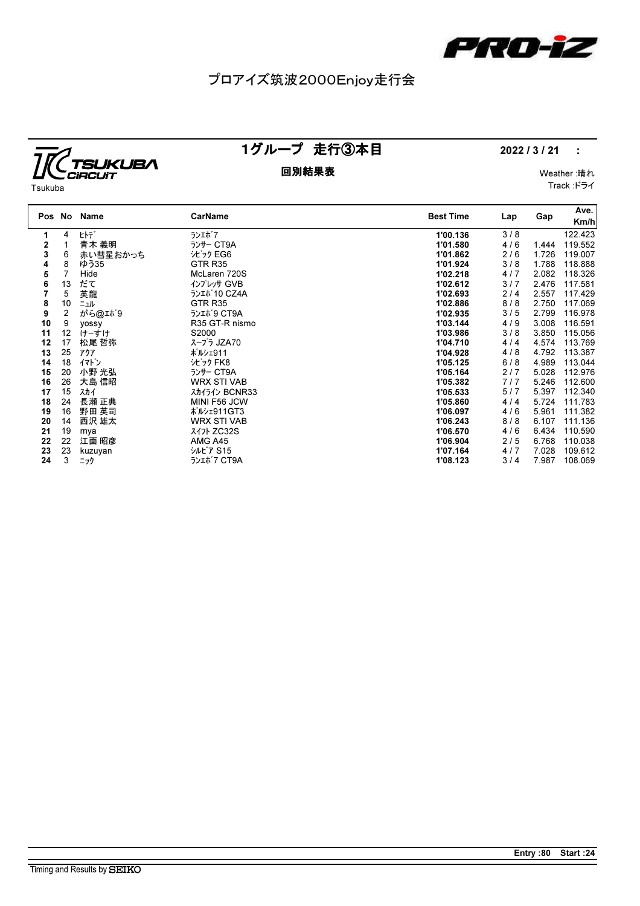PRO-iZ

# プロアイズ筑波2000Enjoy走行会

TSUKUBA CIRCUIT
Tsukuba

## 1グループ　走行③本目

**2022 / 3 / 21　:**

### 回別結果表

Weather :晴れ
Track :ドライ

| Pos | No | Name | CarName | Best Time | Lap | Gap | Ave. Km/h |
|---|---|---|---|---|---|---|---|
| 1 | 4 | ﾋﾄﾃﾞ | ﾗﾝｴﾎﾞ7 | 1'00.136 | 3 / 8 | | 122.423 |
| 2 | 1 | 青木 義明 | ﾗﾝｻｰ CT9A | 1'01.580 | 4 / 6 | 1.444 | 119.552 |
| 3 | 6 | 赤い彗星おかっち | ｼﾋﾞｯｸ EG6 | 1'01.862 | 2 / 6 | 1.726 | 119.007 |
| 4 | 8 | ゆう35 | GTR R35 | 1'01.924 | 3 / 8 | 1.788 | 118.888 |
| 5 | 7 | Hide | McLaren 720S | 1'02.218 | 4 / 7 | 2.082 | 118.326 |
| 6 | 13 | だて | ｲﾝﾌﾟﾚｯｻ GVB | 1'02.612 | 3 / 7 | 2.476 | 117.581 |
| 7 | 5 | 英龍 | ﾗﾝｴﾎﾞ10 CZ4A | 1'02.693 | 2 / 4 | 2.557 | 117.429 |
| 8 | 10 | ﾆｭﾙ | GTR R35 | 1'02.886 | 8 / 8 | 2.750 | 117.069 |
| 9 | 2 | がら@ｴﾎﾞ9 | ﾗﾝｴﾎﾞ9 CT9A | 1'02.935 | 3 / 5 | 2.799 | 116.978 |
| 10 | 9 | yossy | R35 GT-R nismo | 1'03.144 | 4 / 9 | 3.008 | 116.591 |
| 11 | 12 | けーすけ | S2000 | 1'03.986 | 3 / 8 | 3.850 | 115.056 |
| 12 | 17 | 松尾 哲弥 | ｽｰﾌﾟﾗ JZA70 | 1'04.710 | 4 / 4 | 4.574 | 113.769 |
| 13 | 25 | ｱｸｱ | ﾎﾟﾙｼｪ911 | 1'04.928 | 4 / 8 | 4.792 | 113.387 |
| 14 | 18 | ｲﾏﾄﾞﾝ | ｼﾋﾞｯｸ FK8 | 1'05.125 | 6 / 8 | 4.989 | 113.044 |
| 15 | 20 | 小野 光弘 | ﾗﾝｻｰ CT9A | 1'05.164 | 2 / 7 | 5.028 | 112.976 |
| 16 | 26 | 大島 信昭 | WRX STI VAB | 1'05.382 | 7 / 7 | 5.246 | 112.600 |
| 17 | 15 | ｽｶｲ | ｽｶｲﾗｲﾝ BCNR33 | 1'05.533 | 5 / 7 | 5.397 | 112.340 |
| 18 | 24 | 長瀬 正典 | MINI F56 JCW | 1'05.860 | 4 / 4 | 5.724 | 111.783 |
| 19 | 16 | 野田 英司 | ﾎﾟﾙｼｪ911GT3 | 1'06.097 | 4 / 6 | 5.961 | 111.382 |
| 20 | 14 | 西沢 雄太 | WRX STI VAB | 1'06.243 | 8 / 8 | 6.107 | 111.136 |
| 21 | 19 | mya | ｽｲﾌﾄ ZC32S | 1'06.570 | 4 / 6 | 6.434 | 110.590 |
| 22 | 22 | 江面 昭彦 | AMG A45 | 1'06.904 | 2 / 5 | 6.768 | 110.038 |
| 23 | 23 | kuzuyan | ｼﾙﾋﾞｱ S15 | 1'07.164 | 4 / 7 | 7.028 | 109.612 |
| 24 | 3 | ﾆｯｸ | ﾗﾝｴﾎﾞ7 CT9A | 1'08.123 | 3 / 4 | 7.987 | 108.069 |

**Entry :80　Start :24**

Timing and Results by SEIKO